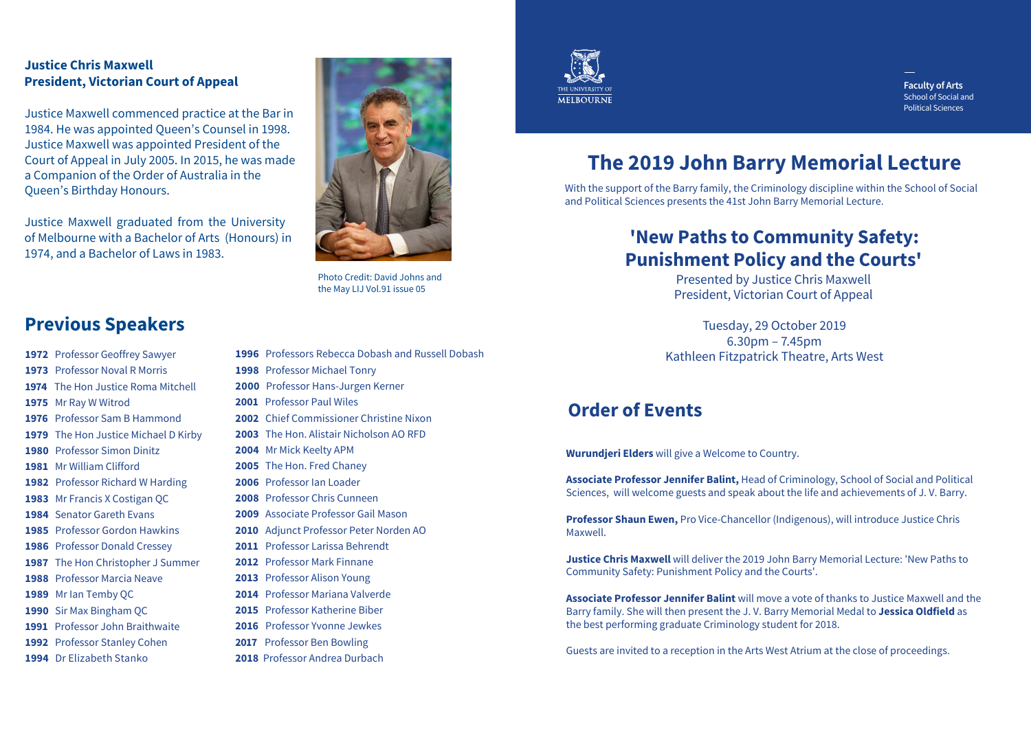**Justice Chris Maxwell**
**President, Victorian Court of Appeal**

Justice Maxwell commenced practice at the Bar in 1984. He was appointed Queen's Counsel in 1998. Justice Maxwell was appointed President of the Court of Appeal in July 2005. In 2015, he was made a Companion of the Order of Australia in the Queen's Birthday Honours.

Justice Maxwell graduated from the University of Melbourne with a Bachelor of Arts (Honours) in 1974, and a Bachelor of Laws in 1983.

Photo Credit: David Johns and the May LIJ Vol.91 issue 05

## Previous Speakers

**1972** Professor Geoffrey Sawyer
**1973** Professor Noval R Morris
**1974** The Hon Justice Roma Mitchell
**1975** Mr Ray W Witrod
**1976** Professor Sam B Hammond
**1979** The Hon Justice Michael D Kirby
**1980** Professor Simon Dinitz
**1981** Mr William Clifford
**1982** Professor Richard W Harding
**1983** Mr Francis X Costigan QC
**1984** Senator Gareth Evans
**1985** Professor Gordon Hawkins
**1986** Professor Donald Cressey
**1987** The Hon Christopher J Summer
**1988** Professor Marcia Neave
**1989** Mr Ian Temby QC
**1990** Sir Max Bingham QC
**1991** Professor John Braithwaite
**1992** Professor Stanley Cohen
**1994** Dr Elizabeth Stanko
**1996** Professors Rebecca Dobash and Russell Dobash
**1998** Professor Michael Tonry
**2000** Professor Hans-Jurgen Kerner
**2001** Professor Paul Wiles
**2002** Chief Commissioner Christine Nixon
**2003** The Hon. Alistair Nicholson AO RFD
**2004** Mr Mick Keelty APM
**2005** The Hon. Fred Chaney
**2006** Professor Ian Loader
**2008** Professor Chris Cunneen
**2009** Associate Professor Gail Mason
**2010** Adjunct Professor Peter Norden AO
**2011** Professor Larissa Behrendt
**2012** Professor Mark Finnane
**2013** Professor Alison Young
**2014** Professor Mariana Valverde
**2015** Professor Katherine Biber
**2016** Professor Yvonne Jewkes
**2017** Professor Ben Bowling
**2018** Professor Andrea Durbach

THE UNIVERSITY OF MELBOURNE

**Faculty of Arts**
School of Social and Political Sciences

# The 2019 John Barry Memorial Lecture

With the support of the Barry family, the Criminology discipline within the School of Social and Political Sciences presents the 41st John Barry Memorial Lecture.

## 'New Paths to Community Safety: Punishment Policy and the Courts'

Presented by Justice Chris Maxwell
President, Victorian Court of Appeal

Tuesday, 29 October 2019
6.30pm – 7.45pm
Kathleen Fitzpatrick Theatre, Arts West

## Order of Events

**Wurundjeri Elders** will give a Welcome to Country.

**Associate Professor Jennifer Balint,** Head of Criminology, School of Social and Political Sciences, will welcome guests and speak about the life and achievements of J. V. Barry.

**Professor Shaun Ewen,** Pro Vice-Chancellor (Indigenous), will introduce Justice Chris Maxwell.

**Justice Chris Maxwell** will deliver the 2019 John Barry Memorial Lecture: 'New Paths to Community Safety: Punishment Policy and the Courts'.

**Associate Professor Jennifer Balint** will move a vote of thanks to Justice Maxwell and the Barry family. She will then present the J. V. Barry Memorial Medal to **Jessica Oldfield** as the best performing graduate Criminology student for 2018.

Guests are invited to a reception in the Arts West Atrium at the close of proceedings.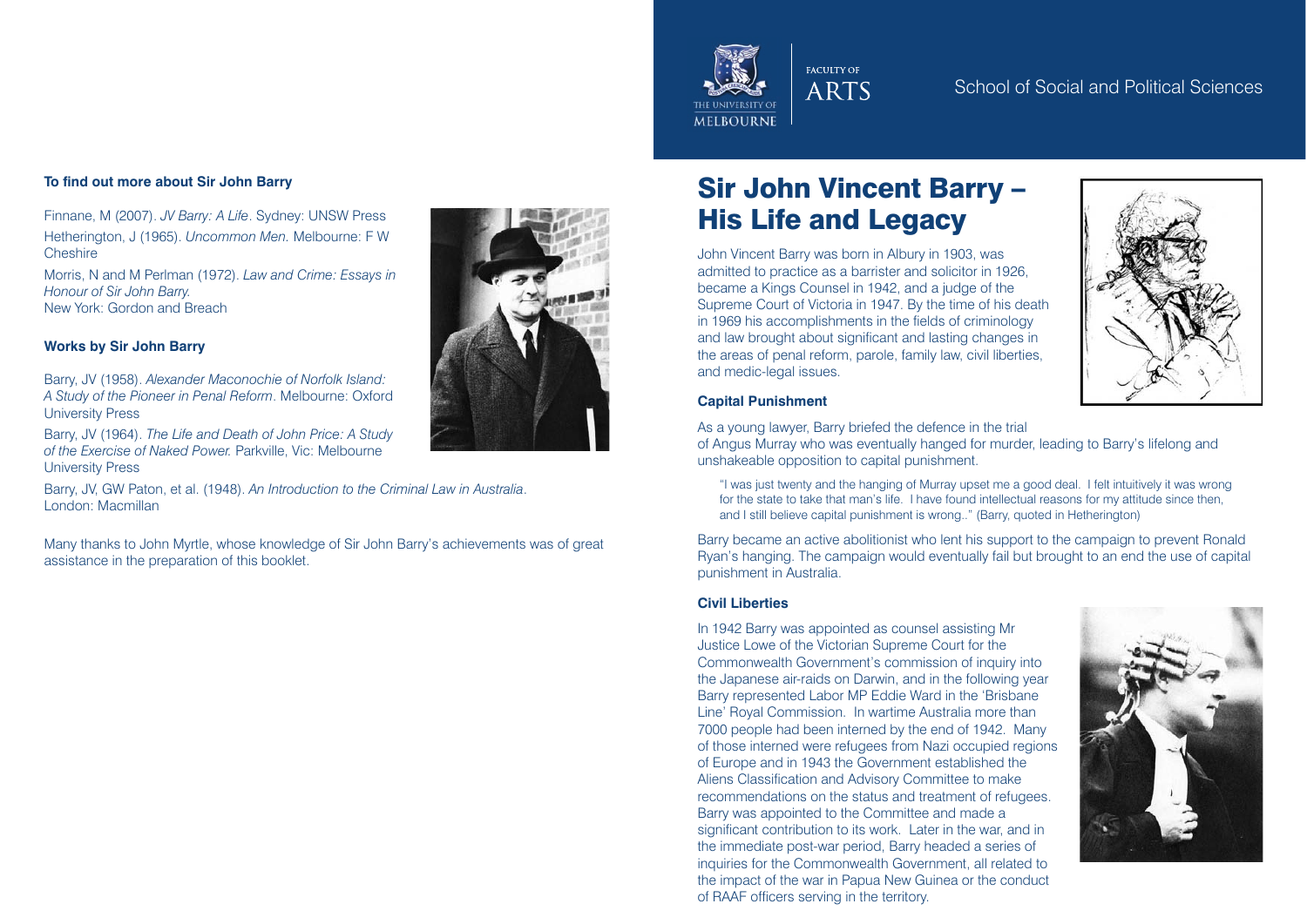### To find out more about Sir John Barry

Finnane, M (2007). *JV Barry: A Life*. Sydney: UNSW Press

Hetherington, J (1965). *Uncommon Men*. Melbourne: F W Cheshire

Morris, N and M Perlman (1972). *Law and Crime: Essays in Honour of Sir John Barry.* New York: Gordon and Breach

### Works by Sir John Barry

Barry, JV (1958). *Alexander Maconochie of Norfolk Island: A Study of the Pioneer in Penal Reform*. Melbourne: Oxford University Press

Barry, JV (1964). *The Life and Death of John Price: A Study of the Exercise of Naked Power.* Parkville, Vic: Melbourne University Press

Barry, JV, GW Paton, et al. (1948). *An Introduction to the Criminal Law in Australia*. London: Macmillan

Many thanks to John Myrtle, whose knowledge of Sir John Barry's achievements was of great assistance in the preparation of this booklet.

FACULTY OF ARTS — THE UNIVERSITY OF MELBOURNE

School of Social and Political Sciences

# Sir John Vincent Barry – His Life and Legacy

John Vincent Barry was born in Albury in 1903, was admitted to practice as a barrister and solicitor in 1926, became a Kings Counsel in 1942, and a judge of the Supreme Court of Victoria in 1947. By the time of his death in 1969 his accomplishments in the fields of criminology and law brought about significant and lasting changes in the areas of penal reform, parole, family law, civil liberties, and medic-legal issues.

### Capital Punishment

As a young lawyer, Barry briefed the defence in the trial of Angus Murray who was eventually hanged for murder, leading to Barry's lifelong and unshakeable opposition to capital punishment.

> "I was just twenty and the hanging of Murray upset me a good deal. I felt intuitively it was wrong for the state to take that man's life. I have found intellectual reasons for my attitude since then, and I still believe capital punishment is wrong.." (Barry, quoted in Hetherington)

Barry became an active abolitionist who lent his support to the campaign to prevent Ronald Ryan's hanging. The campaign would eventually fail but brought to an end the use of capital punishment in Australia.

### Civil Liberties

In 1942 Barry was appointed as counsel assisting Mr Justice Lowe of the Victorian Supreme Court for the Commonwealth Government's commission of inquiry into the Japanese air-raids on Darwin, and in the following year Barry represented Labor MP Eddie Ward in the 'Brisbane Line' Royal Commission. In wartime Australia more than 7000 people had been interned by the end of 1942. Many of those interned were refugees from Nazi occupied regions of Europe and in 1943 the Government established the Aliens Classification and Advisory Committee to make recommendations on the status and treatment of refugees. Barry was appointed to the Committee and made a significant contribution to its work. Later in the war, and in the immediate post-war period, Barry headed a series of inquiries for the Commonwealth Government, all related to the impact of the war in Papua New Guinea or the conduct of RAAF officers serving in the territory.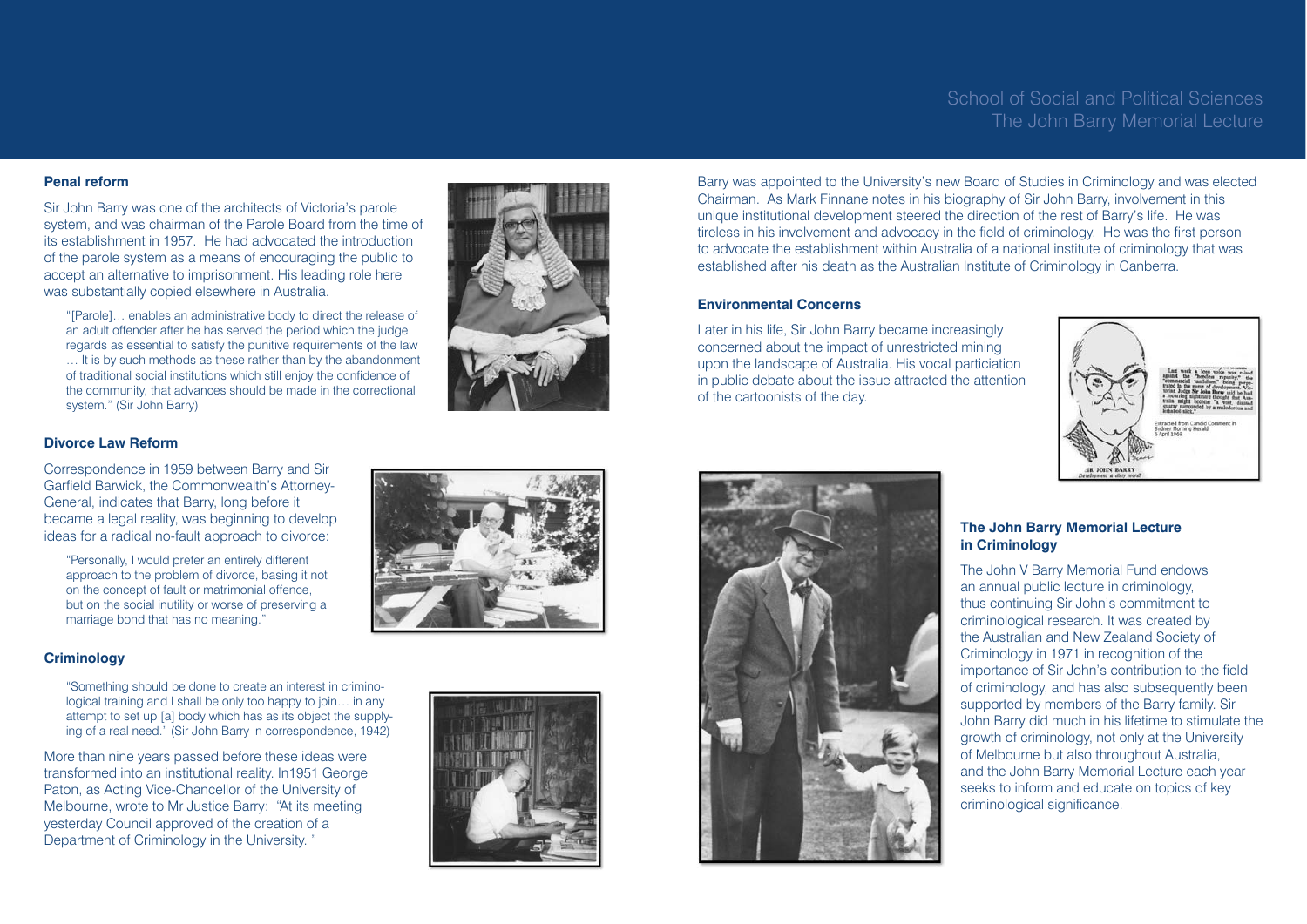## Penal reform

Sir John Barry was one of the architects of Victoria's parole system, and was chairman of the Parole Board from the time of its establishment in 1957. He had advocated the introduction of the parole system as a means of encouraging the public to accept an alternative to imprisonment. His leading role here was substantially copied elsewhere in Australia.

> "[Parole]… enables an administrative body to direct the release of an adult offender after he has served the period which the judge regards as essential to satisfy the punitive requirements of the law … It is by such methods as these rather than by the abandonment of traditional social institutions which still enjoy the confidence of the community, that advances should be made in the correctional system." (Sir John Barry)

## Divorce Law Reform

Correspondence in 1959 between Barry and Sir Garfield Barwick, the Commonwealth's Attorney-General, indicates that Barry, long before it became a legal reality, was beginning to develop ideas for a radical no-fault approach to divorce:

> "Personally, I would prefer an entirely different approach to the problem of divorce, basing it not on the concept of fault or matrimonial offence, but on the social inutility or worse of preserving a marriage bond that has no meaning."

## Criminology

> "Something should be done to create an interest in criminological training and I shall be only too happy to join… in any attempt to set up [a] body which has as its object the supplying of a real need." (Sir John Barry in correspondence, 1942)

More than nine years passed before these ideas were transformed into an institutional reality. In1951 George Paton, as Acting Vice-Chancellor of the University of Melbourne, wrote to Mr Justice Barry: "At its meeting yesterday Council approved of the creation of a Department of Criminology in the University. "

Barry was appointed to the University's new Board of Studies in Criminology and was elected Chairman. As Mark Finnane notes in his biography of Sir John Barry, involvement in this unique institutional development steered the direction of the rest of Barry's life. He was tireless in his involvement and advocacy in the field of criminology. He was the first person to advocate the establishment within Australia of a national institute of criminology that was established after his death as the Australian Institute of Criminology in Canberra.

## Environmental Concerns

Later in his life, Sir John Barry became increasingly concerned about the impact of unrestricted mining upon the landscape of Australia. His vocal particiation in public debate about the issue attracted the attention of the cartoonists of the day.

## The John Barry Memorial Lecture in Criminology

The John V Barry Memorial Fund endows an annual public lecture in criminology, thus continuing Sir John's commitment to criminological research. It was created by the Australian and New Zealand Society of Criminology in 1971 in recognition of the importance of Sir John's contribution to the field of criminology, and has also subsequently been supported by members of the Barry family. Sir John Barry did much in his lifetime to stimulate the growth of criminology, not only at the University of Melbourne but also throughout Australia, and the John Barry Memorial Lecture each year seeks to inform and educate on topics of key criminological significance.